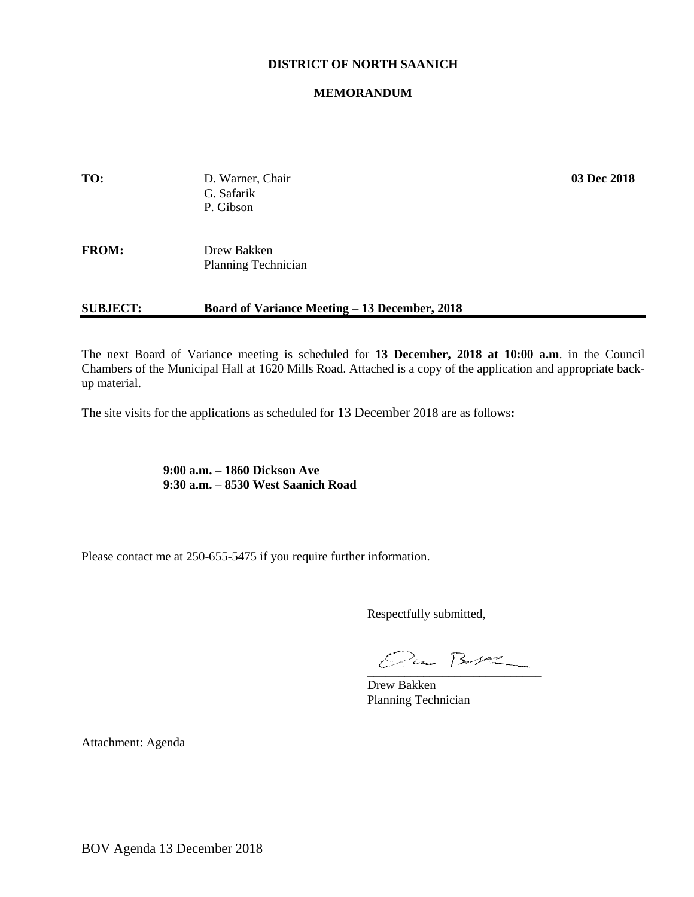**DISTRICT OF NORTH SAANICH**

**MEMORANDUM**

**TO:** D. Warner, Chair
G. Safarik
P. Gibson

**03 Dec 2018**

**FROM:** Drew Bakken
Planning Technician

**SUBJECT: Board of Variance Meeting – 13 December, 2018**

---

The next Board of Variance meeting is scheduled for **13 December, 2018 at 10:00 a.m**. in the Council Chambers of the Municipal Hall at 1620 Mills Road. Attached is a copy of the application and appropriate back-up material.

The site visits for the applications as scheduled for 13 December 2018 are as follows**:**

**9:00 a.m. – 1860 Dickson Ave**
**9:30 a.m. – 8530 West Saanich Road**

Please contact me at 250-655-5475 if you require further information.

Respectfully submitted,

Drew Bakken
Planning Technician

Attachment: Agenda

BOV Agenda 13 December 2018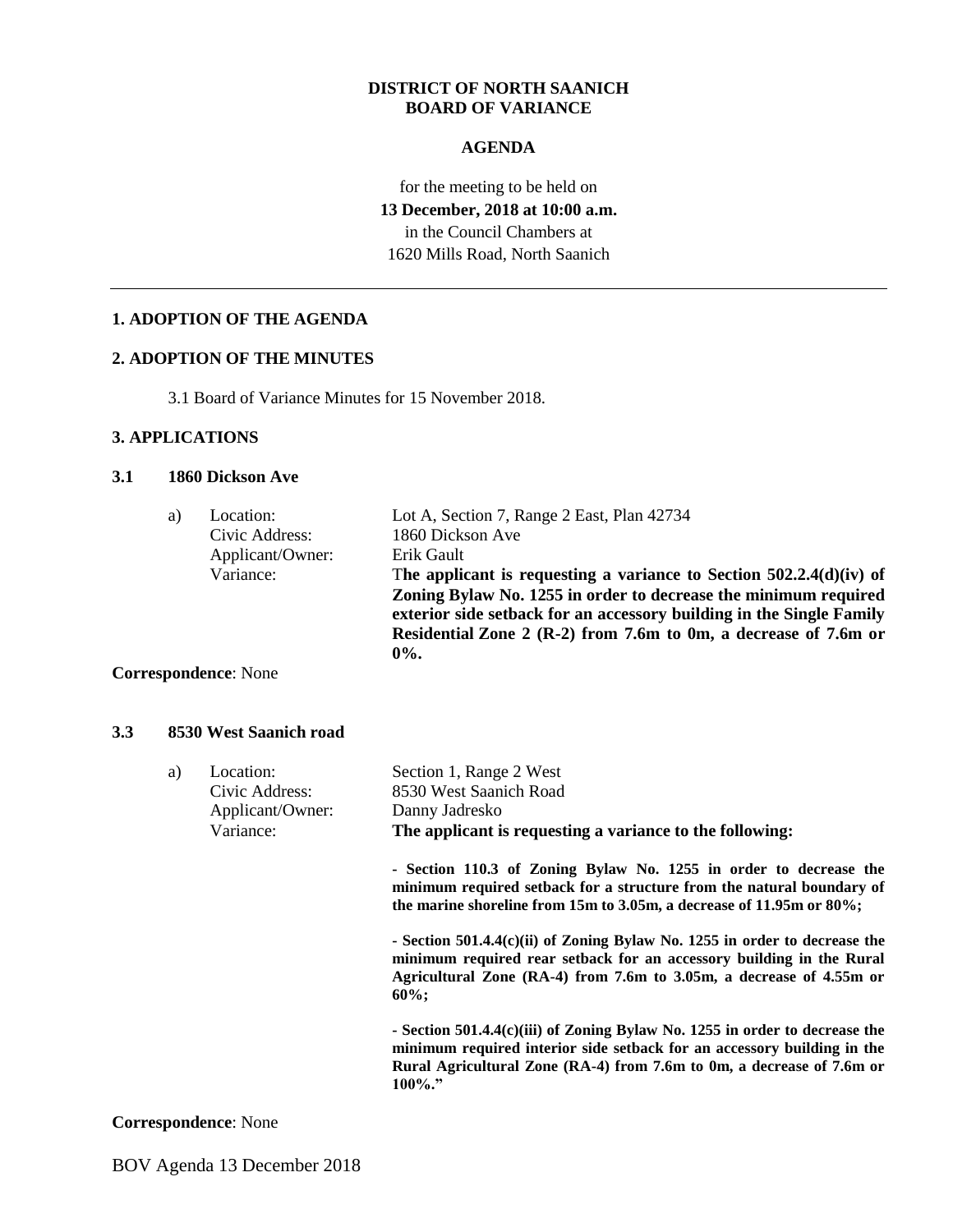**DISTRICT OF NORTH SAANICH**
**BOARD OF VARIANCE**

**AGENDA**

for the meeting to be held on
**13 December, 2018 at 10:00 a.m.**
in the Council Chambers at
1620 Mills Road, North Saanich

---

## 1. ADOPTION OF THE AGENDA

## 2. ADOPTION OF THE MINUTES

3.1 Board of Variance Minutes for 15 November 2018.

## 3. APPLICATIONS

### 3.1 1860 Dickson Ave

a) Location: Lot A, Section 7, Range 2 East, Plan 42734
Civic Address: 1860 Dickson Ave
Applicant/Owner: Erik Gault
Variance: T**he applicant is requesting a variance to Section 502.2.4(d)(iv) of Zoning Bylaw No. 1255 in order to decrease the minimum required exterior side setback for an accessory building in the Single Family Residential Zone 2 (R-2) from 7.6m to 0m, a decrease of 7.6m or 0%.**

**Correspondence**: None

### 3.3 8530 West Saanich road

a) Location: Section 1, Range 2 West
Civic Address: 8530 West Saanich Road
Applicant/Owner: Danny Jadresko
Variance: **The applicant is requesting a variance to the following:**

**- Section 110.3 of Zoning Bylaw No. 1255 in order to decrease the minimum required setback for a structure from the natural boundary of the marine shoreline from 15m to 3.05m, a decrease of 11.95m or 80%;**

**- Section 501.4.4(c)(ii) of Zoning Bylaw No. 1255 in order to decrease the minimum required rear setback for an accessory building in the Rural Agricultural Zone (RA-4) from 7.6m to 3.05m, a decrease of 4.55m or 60%;**

**- Section 501.4.4(c)(iii) of Zoning Bylaw No. 1255 in order to decrease the minimum required interior side setback for an accessory building in the Rural Agricultural Zone (RA-4) from 7.6m to 0m, a decrease of 7.6m or 100%."**

**Correspondence**: None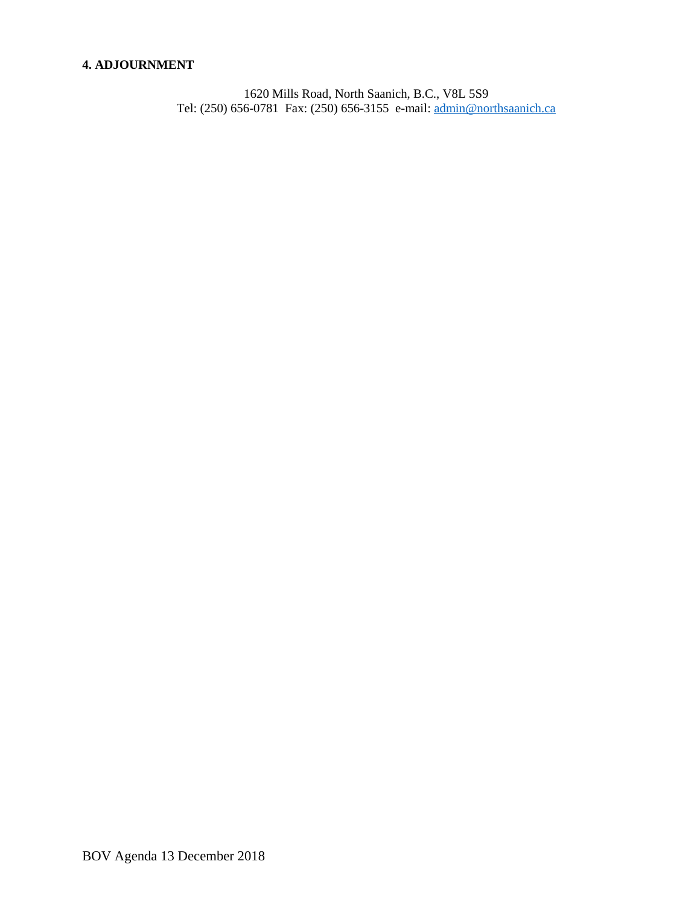**4. ADJOURNMENT**

1620 Mills Road, North Saanich, B.C., V8L 5S9
Tel: (250) 656-0781 Fax: (250) 656-3155 e-mail: admin@northsaanich.ca